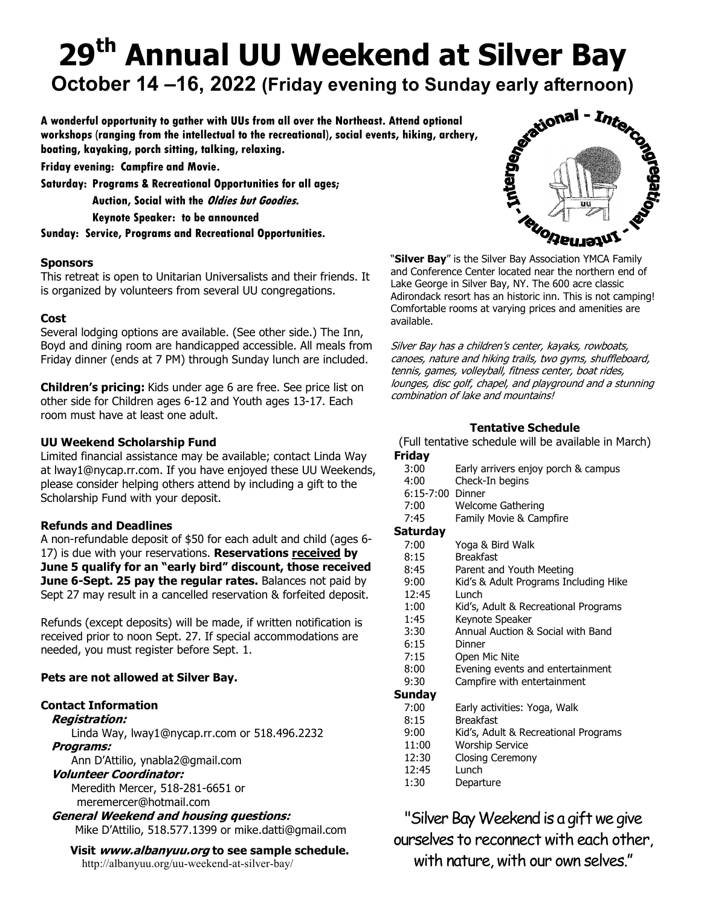# 29th Annual UU Weekend at Silver Bay

## October 14 –16, 2022 (Friday evening to Sunday early afternoon)

**A wonderful opportunity to gather with UUs from all over the Northeast. Attend optional workshops (ranging from the intellectual to the recreational), social events, hiking, archery, boating, kayaking, porch sitting, talking, relaxing.**

**Friday evening: Campfire and Movie.**

**Saturday: Programs & Recreational Opportunities for all ages;**
**Auction, Social with the *Oldies but Goodies*.**
**Keynote Speaker: to be announced**

**Sunday: Service, Programs and Recreational Opportunities.**

Intergenerational - Intercongregational - International

### Sponsors

This retreat is open to Unitarian Universalists and their friends. It is organized by volunteers from several UU congregations.

### Cost

Several lodging options are available. (See other side.) The Inn, Boyd and dining room are handicapped accessible. All meals from Friday dinner (ends at 7 PM) through Sunday lunch are included.

**Children's pricing:** Kids under age 6 are free. See price list on other side for Children ages 6-12 and Youth ages 13-17. Each room must have at least one adult.

### UU Weekend Scholarship Fund

Limited financial assistance may be available; contact Linda Way at lway1@nycap.rr.com. If you have enjoyed these UU Weekends, please consider helping others attend by including a gift to the Scholarship Fund with your deposit.

### Refunds and Deadlines

A non-refundable deposit of $50 for each adult and child (ages 6-17) is due with your reservations. **Reservations received by June 5 qualify for an "early bird" discount, those received June 6-Sept. 25 pay the regular rates.** Balances not paid by Sept 27 may result in a cancelled reservation & forfeited deposit.

Refunds (except deposits) will be made, if written notification is received prior to noon Sept. 27. If special accommodations are needed, you must register before Sept. 1.

**Pets are not allowed at Silver Bay.**

### Contact Information

***Registration:***
Linda Way, lway1@nycap.rr.com or 518.496.2232

***Programs:***
Ann D'Attilio, ynabla2@gmail.com

***Volunteer Coordinator:***
Meredith Mercer, 518-281-6651 or meremercer@hotmail.com

***General Weekend and housing questions:***
Mike D'Attilio, 518.577.1399 or mike.datti@gmail.com

**Visit *www.albanyuu.org* to see sample schedule.**
http://albanyuu.org/uu-weekend-at-silver-bay/

"**Silver Bay**" is the Silver Bay Association YMCA Family and Conference Center located near the northern end of Lake George in Silver Bay, NY. The 600 acre classic Adirondack resort has an historic inn. This is not camping! Comfortable rooms at varying prices and amenities are available.

*Silver Bay has a children's center, kayaks, rowboats, canoes, nature and hiking trails, two gyms, shuffleboard, tennis, games, volleyball, fitness center, boat rides, lounges, disc golf, chapel, and playground and a stunning combination of lake and mountains!*

### Tentative Schedule

(Full tentative schedule will be available in March)

**Friday**

| | |
|---|---|
| 3:00 | Early arrivers enjoy porch & campus |
| 4:00 | Check-In begins |
| 6:15-7:00 | Dinner |
| 7:00 | Welcome Gathering |
| 7:45 | Family Movie & Campfire |

**Saturday**

| | |
|---|---|
| 7:00 | Yoga & Bird Walk |
| 8:15 | Breakfast |
| 8:45 | Parent and Youth Meeting |
| 9:00 | Kid's & Adult Programs Including Hike |
| 12:45 | Lunch |
| 1:00 | Kid's, Adult & Recreational Programs |
| 1:45 | Keynote Speaker |
| 3:30 | Annual Auction & Social with Band |
| 6:15 | Dinner |
| 7:15 | Open Mic Nite |
| 8:00 | Evening events and entertainment |
| 9:30 | Campfire with entertainment |

**Sunday**

| | |
|---|---|
| 7:00 | Early activities: Yoga, Walk |
| 8:15 | Breakfast |
| 9:00 | Kid's, Adult & Recreational Programs |
| 11:00 | Worship Service |
| 12:30 | Closing Ceremony |
| 12:45 | Lunch |
| 1:30 | Departure |

"Silver Bay Weekend is a gift we give ourselves to reconnect with each other, with nature, with our own selves."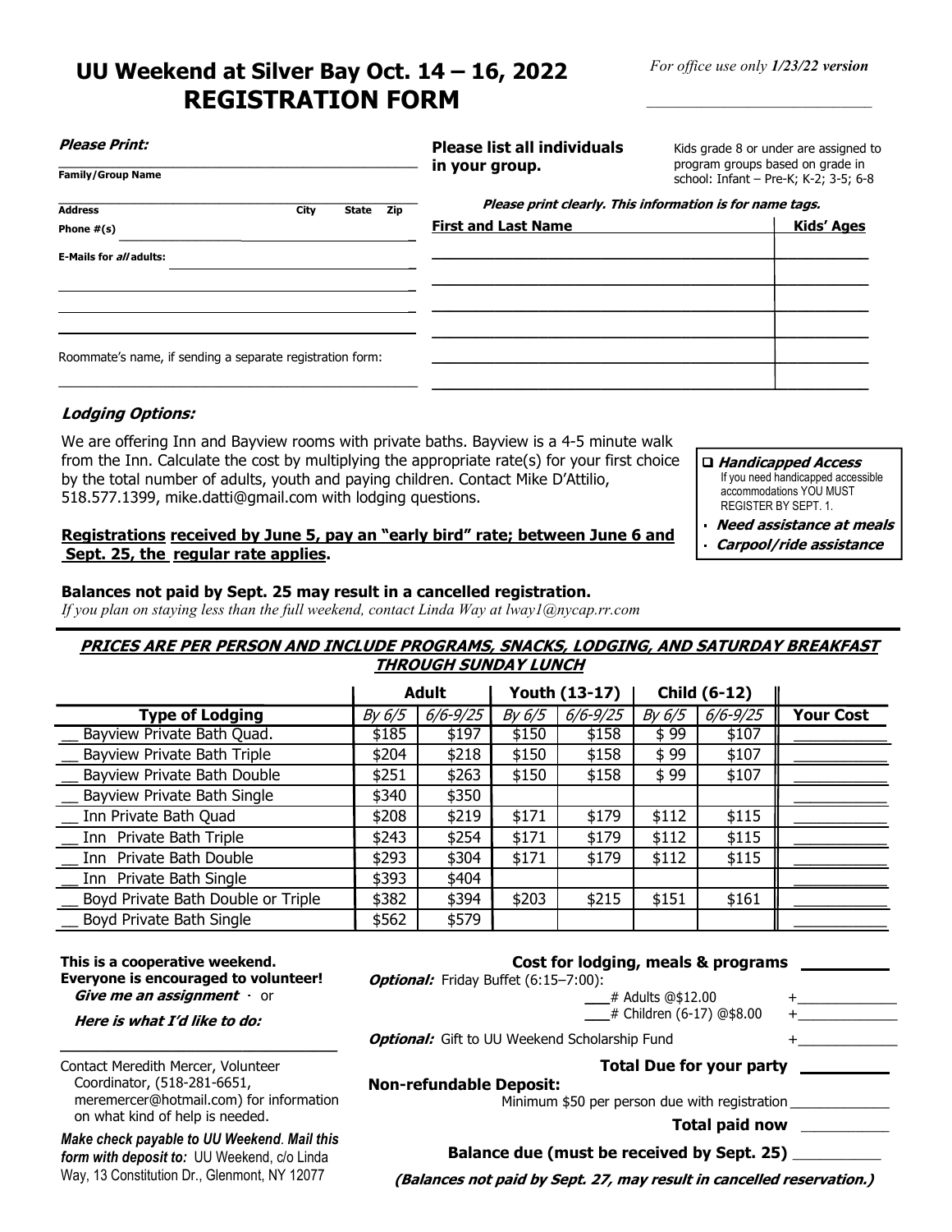# UU Weekend at Silver Bay Oct. 14 – 16, 2022
# REGISTRATION FORM

*For office use only **1/23/22 version***

______________________________

***Please Print:***

______________________________
**Family/Group Name**

______________________________
**Address** **City** **State** **Zip**

**Phone #(s)** ______________________________

**E-Mails for *all* adults:** ______________________________

______________________________

______________________________

______________________________

Roommate's name, if sending a separate registration form:

______________________________

**Please list all individuals in your group.**

Kids grade 8 or under are assigned to program groups based on grade in school: Infant – Pre-K; K-2; 3-5; 6-8

***Please print clearly. This information is for name tags.***

| First and Last Name | Kids' Ages |
| --- | --- |
| | |
| | |
| | |
| | |
| | |
| | |

### *Lodging Options:*

We are offering Inn and Bayview rooms with private baths. Bayview is a 4-5 minute walk from the Inn. Calculate the cost by multiplying the appropriate rate(s) for your first choice by the total number of adults, youth and paying children. Contact Mike D'Attilio, 518.577.1399, mike.datti@gmail.com with lodging questions.

- ❑ ***Handicapped Access*** If you need handicapped accessible accommodations YOU MUST REGISTER BY SEPT. 1.
- ***Need assistance at meals***
- ***Carpool/ride assistance***

**Registrations received by June 5, pay an "early bird" rate; between June 6 and Sept. 25, the regular rate applies.**

**Balances not paid by Sept. 25 may result in a cancelled registration.**

*If you plan on staying less than the full weekend, contact Linda Way at lway1@nycap.rr.com*

***PRICES ARE PER PERSON AND INCLUDE PROGRAMS, SNACKS, LODGING, AND SATURDAY BREAKFAST THROUGH SUNDAY LUNCH***

| | Adult | | Youth (13-17) | | Child (6-12) | | |
| --- | --- | --- | --- | --- | --- | --- | --- |
| **Type of Lodging** | *By 6/5* | *6/6-9/25* | *By 6/5* | *6/6-9/25* | *By 6/5* | *6/6-9/25* | **Your Cost** |
| __ Bayview Private Bath Quad. | $185 | $197 | $150 | $158 | $ 99 | $107 | ________ |
| __ Bayview Private Bath Triple | $204 | $218 | $150 | $158 | $ 99 | $107 | ________ |
| __ Bayview Private Bath Double | $251 | $263 | $150 | $158 | $ 99 | $107 | ________ |
| __ Bayview Private Bath Single | $340 | $350 | | | | | ________ |
| __ Inn Private Bath Quad | $208 | $219 | $171 | $179 | $112 | $115 | ________ |
| __ Inn Private Bath Triple | $243 | $254 | $171 | $179 | $112 | $115 | ________ |
| __ Inn Private Bath Double | $293 | $304 | $171 | $179 | $112 | $115 | ________ |
| __ Inn Private Bath Single | $393 | $404 | | | | | ________ |
| __ Boyd Private Bath Double or Triple | $382 | $394 | $203 | $215 | $151 | $161 | ________ |
| __ Boyd Private Bath Single | $562 | $579 | | | | | ________ |

**This is a cooperative weekend. Everyone is encouraged to volunteer!**

- ***Give me an assignment*** or
- ***Here is what I'd like to do:***

______________________________

Contact Meredith Mercer, Volunteer Coordinator, (518-281-6651, meremercer@hotmail.com) for information on what kind of help is needed.

***Make check payable to UU Weekend. Mail this form with deposit to:*** UU Weekend, c/o Linda Way, 13 Constitution Dr., Glenmont, NY 12077

**Cost for lodging, meals & programs** ________

***Optional:*** Friday Buffet (6:15–7:00):

___# Adults @$12.00 +__________

___# Children (6-17) @$8.00 +__________

***Optional:*** Gift to UU Weekend Scholarship Fund +__________

**Total Due for your party** ________

**Non-refundable Deposit:**

Minimum $50 per person due with registration __________

**Total paid now** ________

**Balance due (must be received by Sept. 25)** ________

***(Balances not paid by Sept. 27, may result in cancelled reservation.)***